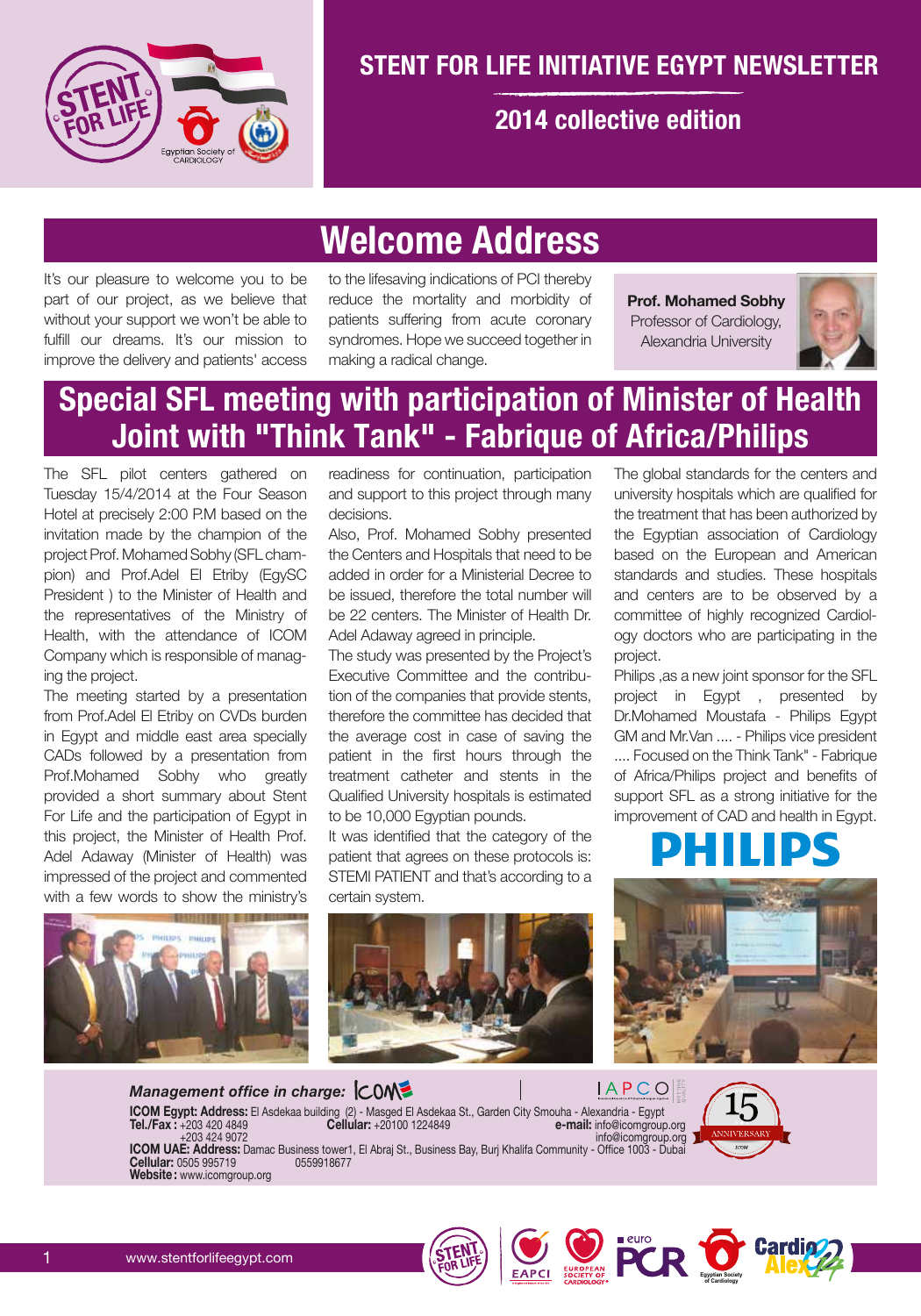# STENT FOR LIFE INITIATIVE EGYPT NEWSLETTER

## 2014 collective edition

## Welcome Address

It's our pleasure to welcome you to be part of our project, as we believe that without your support we won't be able to fulfill our dreams. It's our mission to improve the delivery and patients' access to the lifesaving indications of PCI thereby reduce the mortality and morbidity of patients suffering from acute coronary syndromes. Hope we succeed together in making a radical change.

**Prof. Mohamed Sobhy**
Professor of Cardiology,
Alexandria University

## Special SFL meeting with participation of Minister of Health Joint with "Think Tank" - Fabrique of Africa/Philips

The SFL pilot centers gathered on Tuesday 15/4/2014 at the Four Season Hotel at precisely 2:00 P.M based on the invitation made by the champion of the project Prof. Mohamed Sobhy (SFL champion) and Prof.Adel El Etriby (EgySC President ) to the Minister of Health and the representatives of the Ministry of Health, with the attendance of ICOM Company which is responsible of managing the project.

The meeting started by a presentation from Prof.Adel El Etriby on CVDs burden in Egypt and middle east area specially CADs followed by a presentation from Prof.Mohamed Sobhy who greatly provided a short summary about Stent For Life and the participation of Egypt in this project, the Minister of Health Prof. Adel Adaway (Minister of Health) was impressed of the project and commented with a few words to show the ministry's readiness for continuation, participation and support to this project through many decisions.

Also, Prof. Mohamed Sobhy presented the Centers and Hospitals that need to be added in order for a Ministerial Decree to be issued, therefore the total number will be 22 centers. The Minister of Health Dr. Adel Adaway agreed in principle.

The study was presented by the Project's Executive Committee and the contribution of the companies that provide stents, therefore the committee has decided that the average cost in case of saving the patient in the first hours through the treatment catheter and stents in the Qualified University hospitals is estimated to be 10,000 Egyptian pounds.

It was identified that the category of the patient that agrees on these protocols is: STEMI PATIENT and that's according to a certain system.

The global standards for the centers and university hospitals which are qualified for the treatment that has been authorized by the Egyptian association of Cardiology based on the European and American standards and studies. These hospitals and centers are to be observed by a committee of highly recognized Cardiology doctors who are participating in the project.

Philips ,as a new joint sponsor for the SFL project in Egypt , presented by Dr.Mohamed Moustafa - Philips Egypt GM and Mr.Van .... - Philips vice president .... Focused on the Think Tank" - Fabrique of Africa/Philips project and benefits of support SFL as a strong initiative for the improvement of CAD and health in Egypt.

PHILIPS

***Management office in charge:*** ICOM

**ICOM Egypt: Address:** El Asdekaa building (2) - Masged El Asdekaa St., Garden City Smouha - Alexandria - Egypt
**Tel./Fax :** +203 420 4849 +203 424 9072 **Cellular:** +20100 1224849 **e-mail:** info@icomgroup.org info@icomgroup.org
**ICOM UAE: Address:** Damac Business tower1, El Abraj St., Business Bay, Burj Khalifa Community - Office 1003 - Dubai
**Cellular:** 0505 995719 0559918677
**Website :** www.icomgroup.org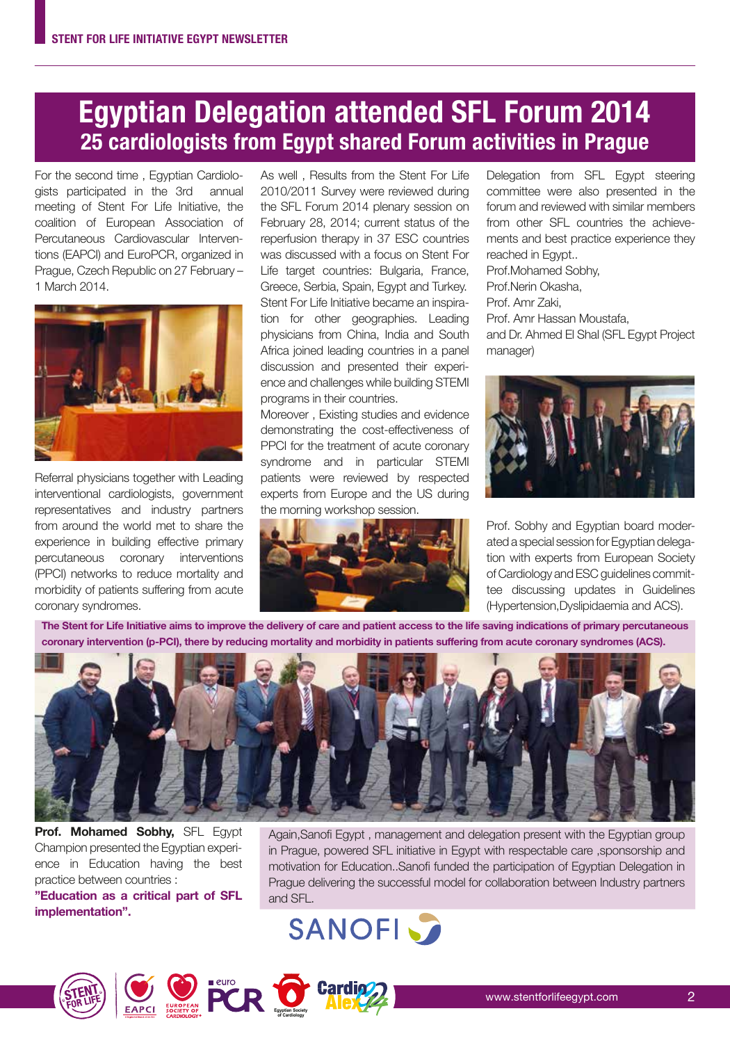# Egyptian Delegation attended SFL Forum 2014

## 25 cardiologists from Egypt shared Forum activities in Prague

For the second time , Egyptian Cardiologists participated in the 3rd annual meeting of Stent For Life Initiative, the coalition of European Association of Percutaneous Cardiovascular Interventions (EAPCI) and EuroPCR, organized in Prague, Czech Republic on 27 February – 1 March 2014.

Referral physicians together with Leading interventional cardiologists, government representatives and industry partners from around the world met to share the experience in building effective primary percutaneous coronary interventions (PPCI) networks to reduce mortality and morbidity of patients suffering from acute coronary syndromes.

As well , Results from the Stent For Life 2010/2011 Survey were reviewed during the SFL Forum 2014 plenary session on February 28, 2014; current status of the reperfusion therapy in 37 ESC countries was discussed with a focus on Stent For Life target countries: Bulgaria, France, Greece, Serbia, Spain, Egypt and Turkey. Stent For Life Initiative became an inspiration for other geographies. Leading physicians from China, India and South Africa joined leading countries in a panel discussion and presented their experience and challenges while building STEMI programs in their countries.

Moreover , Existing studies and evidence demonstrating the cost-effectiveness of PPCI for the treatment of acute coronary syndrome and in particular STEMI patients were reviewed by respected experts from Europe and the US during the morning workshop session.

Delegation from SFL Egypt steering committee were also presented in the forum and reviewed with similar members from other SFL countries the achievements and best practice experience they reached in Egypt..

Prof.Mohamed Sobhy,
Prof.Nerin Okasha,
Prof. Amr Zaki,
Prof. Amr Hassan Moustafa,
and Dr. Ahmed El Shal (SFL Egypt Project manager)

Prof. Sobhy and Egyptian board moderated a special session for Egyptian delegation with experts from European Society of Cardiology and ESC guidelines committee discussing updates in Guidelines (Hypertension,Dyslipidaemia and ACS).

**The Stent for Life Initiative aims to improve the delivery of care and patient access to the life saving indications of primary percutaneous coronary intervention (p-PCI), there by reducing mortality and morbidity in patients suffering from acute coronary syndromes (ACS).**

**Prof. Mohamed Sobhy,** SFL Egypt Champion presented the Egyptian experience in Education having the best practice between countries :

**"Education as a critical part of SFL implementation".**

Again,Sanofi Egypt , management and delegation present with the Egyptian group in Prague, powered SFL initiative in Egypt with respectable care ,sponsorship and motivation for Education..Sanofi funded the participation of Egyptian Delegation in Prague delivering the successful model for collaboration between Industry partners and SFL.

SANOFI

www.stentforlifeegypt.com